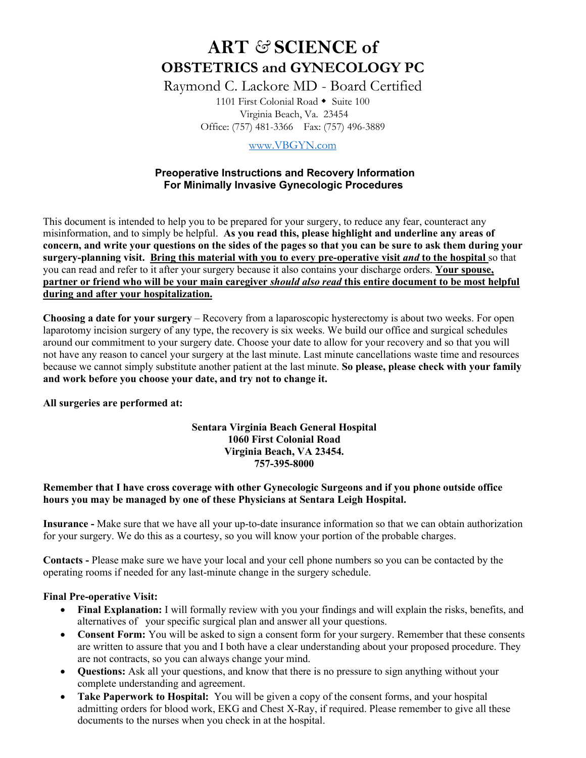# ART & SCIENCE of
## OBSTETRICS and GYNECOLOGY PC

Raymond C. Lackore MD - Board Certified

1101 First Colonial Road ◆ Suite 100
Virginia Beach, Va. 23454
Office: (757) 481-3366 Fax: (757) 496-3889

www.VBGYN.com

### Preoperative Instructions and Recovery Information For Minimally Invasive Gynecologic Procedures

This document is intended to help you to be prepared for your surgery, to reduce any fear, counteract any misinformation, and to simply be helpful. **As you read this, please highlight and underline any areas of concern, and write your questions on the sides of the pages so that you can be sure to ask them during your surgery-planning visit.** **Bring this material with you to every pre-operative visit *and* to the hospital** so that you can read and refer to it after your surgery because it also contains your discharge orders. **Your spouse, partner or friend who will be your main caregiver *should also read* this entire document to be most helpful during and after your hospitalization.**

**Choosing a date for your surgery** – Recovery from a laparoscopic hysterectomy is about two weeks. For open laparotomy incision surgery of any type, the recovery is six weeks. We build our office and surgical schedules around our commitment to your surgery date. Choose your date to allow for your recovery and so that you will not have any reason to cancel your surgery at the last minute. Last minute cancellations waste time and resources because we cannot simply substitute another patient at the last minute. **So please, please check with your family and work before you choose your date, and try not to change it.**

**All surgeries are performed at:**

**Sentara Virginia Beach General Hospital**
**1060 First Colonial Road**
**Virginia Beach, VA 23454.**
**757-395-8000**

**Remember that I have cross coverage with other Gynecologic Surgeons and if you phone outside office hours you may be managed by one of these Physicians at Sentara Leigh Hospital.**

**Insurance -** Make sure that we have all your up-to-date insurance information so that we can obtain authorization for your surgery. We do this as a courtesy, so you will know your portion of the probable charges.

**Contacts -** Please make sure we have your local and your cell phone numbers so you can be contacted by the operating rooms if needed for any last-minute change in the surgery schedule.

**Final Pre-operative Visit:**

- **Final Explanation:** I will formally review with you your findings and will explain the risks, benefits, and alternatives of your specific surgical plan and answer all your questions.
- **Consent Form:** You will be asked to sign a consent form for your surgery. Remember that these consents are written to assure that you and I both have a clear understanding about your proposed procedure. They are not contracts, so you can always change your mind.
- **Questions:** Ask all your questions, and know that there is no pressure to sign anything without your complete understanding and agreement.
- **Take Paperwork to Hospital:** You will be given a copy of the consent forms, and your hospital admitting orders for blood work, EKG and Chest X-Ray, if required. Please remember to give all these documents to the nurses when you check in at the hospital.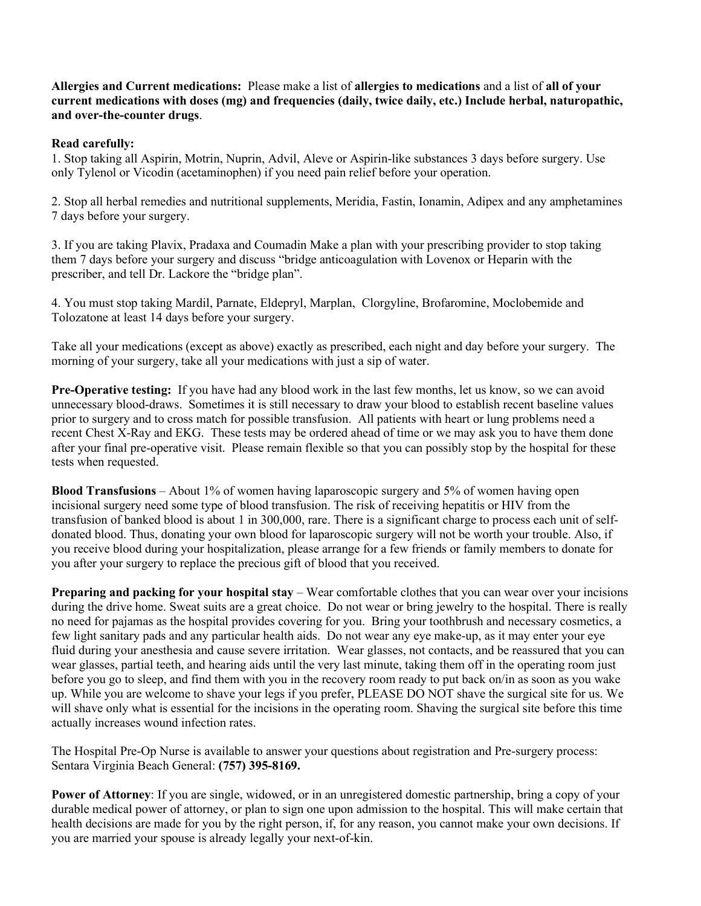**Allergies and Current medications:** Please make a list of **allergies to medications** and a list of **all of your current medications with doses (mg) and frequencies (daily, twice daily, etc.) Include herbal, naturopathic, and over-the-counter drugs**.

**Read carefully:**

1. Stop taking all Aspirin, Motrin, Nuprin, Advil, Aleve or Aspirin-like substances 3 days before surgery. Use only Tylenol or Vicodin (acetaminophen) if you need pain relief before your operation.

2. Stop all herbal remedies and nutritional supplements, Meridia, Fastin, Ionamin, Adipex and any amphetamines 7 days before your surgery.

3. If you are taking Plavix, Pradaxa and Coumadin Make a plan with your prescribing provider to stop taking them 7 days before your surgery and discuss "bridge anticoagulation with Lovenox or Heparin with the prescriber, and tell Dr. Lackore the "bridge plan".

4. You must stop taking Mardil, Parnate, Eldepryl, Marplan, Clorgyline, Brofaromine, Moclobemide and Tolozatone at least 14 days before your surgery.

Take all your medications (except as above) exactly as prescribed, each night and day before your surgery. The morning of your surgery, take all your medications with just a sip of water.

**Pre-Operative testing:** If you have had any blood work in the last few months, let us know, so we can avoid unnecessary blood-draws. Sometimes it is still necessary to draw your blood to establish recent baseline values prior to surgery and to cross match for possible transfusion. All patients with heart or lung problems need a recent Chest X-Ray and EKG. These tests may be ordered ahead of time or we may ask you to have them done after your final pre-operative visit. Please remain flexible so that you can possibly stop by the hospital for these tests when requested.

**Blood Transfusions** – About 1% of women having laparoscopic surgery and 5% of women having open incisional surgery need some type of blood transfusion. The risk of receiving hepatitis or HIV from the transfusion of banked blood is about 1 in 300,000, rare. There is a significant charge to process each unit of self-donated blood. Thus, donating your own blood for laparoscopic surgery will not be worth your trouble. Also, if you receive blood during your hospitalization, please arrange for a few friends or family members to donate for you after your surgery to replace the precious gift of blood that you received.

**Preparing and packing for your hospital stay** – Wear comfortable clothes that you can wear over your incisions during the drive home. Sweat suits are a great choice. Do not wear or bring jewelry to the hospital. There is really no need for pajamas as the hospital provides covering for you. Bring your toothbrush and necessary cosmetics, a few light sanitary pads and any particular health aids. Do not wear any eye make-up, as it may enter your eye fluid during your anesthesia and cause severe irritation. Wear glasses, not contacts, and be reassured that you can wear glasses, partial teeth, and hearing aids until the very last minute, taking them off in the operating room just before you go to sleep, and find them with you in the recovery room ready to put back on/in as soon as you wake up. While you are welcome to shave your legs if you prefer, PLEASE DO NOT shave the surgical site for us. We will shave only what is essential for the incisions in the operating room. Shaving the surgical site before this time actually increases wound infection rates.

The Hospital Pre-Op Nurse is available to answer your questions about registration and Pre-surgery process: Sentara Virginia Beach General: **(757) 395-8169.**

**Power of Attorney**: If you are single, widowed, or in an unregistered domestic partnership, bring a copy of your durable medical power of attorney, or plan to sign one upon admission to the hospital. This will make certain that health decisions are made for you by the right person, if, for any reason, you cannot make your own decisions. If you are married your spouse is already legally your next-of-kin.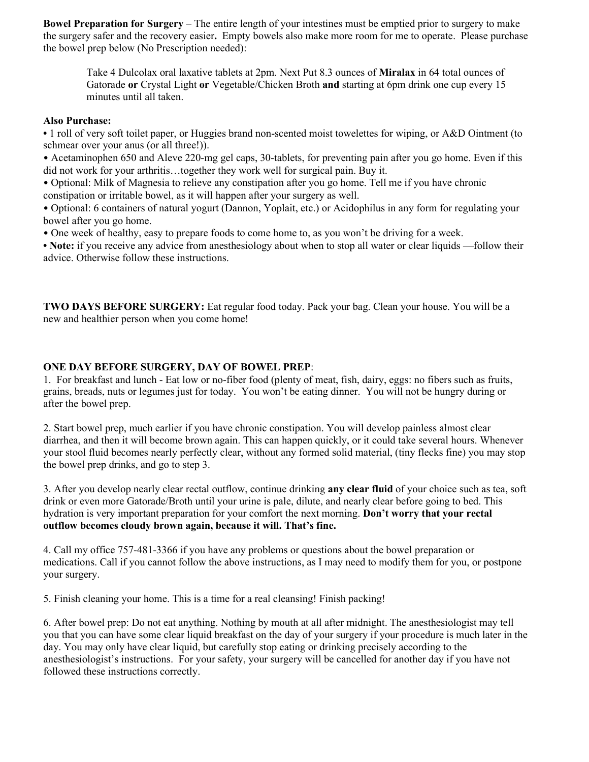**Bowel Preparation for Surgery** – The entire length of your intestines must be emptied prior to surgery to make the surgery safer and the recovery easier**.** Empty bowels also make more room for me to operate. Please purchase the bowel prep below (No Prescription needed):

> Take 4 Dulcolax oral laxative tablets at 2pm. Next Put 8.3 ounces of **Miralax** in 64 total ounces of Gatorade **or** Crystal Light **or** Vegetable/Chicken Broth **and** starting at 6pm drink one cup every 15 minutes until all taken.

**Also Purchase:**

- 1 roll of very soft toilet paper, or Huggies brand non-scented moist towelettes for wiping, or A&D Ointment (to schmear over your anus (or all three!)).
- Acetaminophen 650 and Aleve 220-mg gel caps, 30-tablets, for preventing pain after you go home. Even if this did not work for your arthritis…together they work well for surgical pain. Buy it.
- Optional: Milk of Magnesia to relieve any constipation after you go home. Tell me if you have chronic constipation or irritable bowel, as it will happen after your surgery as well.
- Optional: 6 containers of natural yogurt (Dannon, Yoplait, etc.) or Acidophilus in any form for regulating your bowel after you go home.
- One week of healthy, easy to prepare foods to come home to, as you won't be driving for a week.
- **Note:** if you receive any advice from anesthesiology about when to stop all water or clear liquids —follow their advice. Otherwise follow these instructions.

**TWO DAYS BEFORE SURGERY:** Eat regular food today. Pack your bag. Clean your house. You will be a new and healthier person when you come home!

**ONE DAY BEFORE SURGERY, DAY OF BOWEL PREP**:

1. For breakfast and lunch - Eat low or no-fiber food (plenty of meat, fish, dairy, eggs: no fibers such as fruits, grains, breads, nuts or legumes just for today. You won't be eating dinner. You will not be hungry during or after the bowel prep.

2. Start bowel prep, much earlier if you have chronic constipation. You will develop painless almost clear diarrhea, and then it will become brown again. This can happen quickly, or it could take several hours. Whenever your stool fluid becomes nearly perfectly clear, without any formed solid material, (tiny flecks fine) you may stop the bowel prep drinks, and go to step 3.

3. After you develop nearly clear rectal outflow, continue drinking **any clear fluid** of your choice such as tea, soft drink or even more Gatorade/Broth until your urine is pale, dilute, and nearly clear before going to bed. This hydration is very important preparation for your comfort the next morning. **Don't worry that your rectal outflow becomes cloudy brown again, because it will. That's fine.**

4. Call my office 757-481-3366 if you have any problems or questions about the bowel preparation or medications. Call if you cannot follow the above instructions, as I may need to modify them for you, or postpone your surgery.

5. Finish cleaning your home. This is a time for a real cleansing! Finish packing!

6. After bowel prep: Do not eat anything. Nothing by mouth at all after midnight. The anesthesiologist may tell you that you can have some clear liquid breakfast on the day of your surgery if your procedure is much later in the day. You may only have clear liquid, but carefully stop eating or drinking precisely according to the anesthesiologist's instructions. For your safety, your surgery will be cancelled for another day if you have not followed these instructions correctly.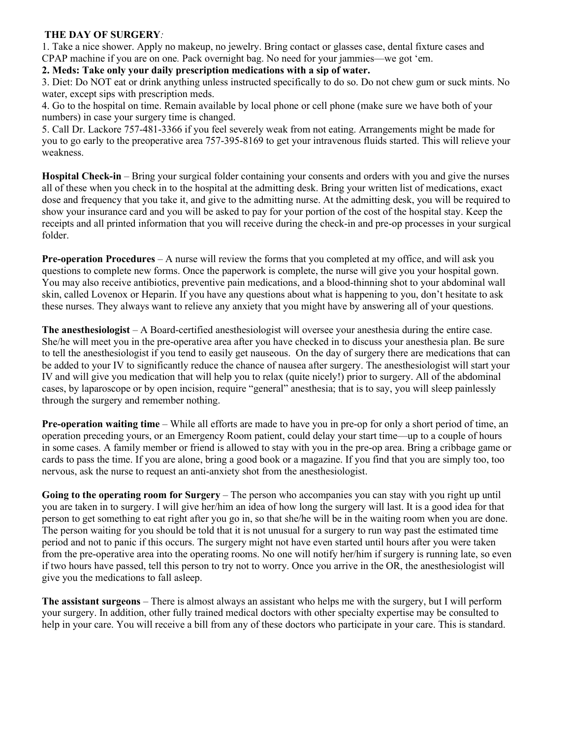**THE DAY OF SURGERY***:*

1. Take a nice shower. Apply no makeup, no jewelry. Bring contact or glasses case, dental fixture cases and CPAP machine if you are on one*.* Pack overnight bag. No need for your jammies—we got 'em.
2. **Meds: Take only your daily prescription medications with a sip of water.**
3. Diet: Do NOT eat or drink anything unless instructed specifically to do so. Do not chew gum or suck mints. No water, except sips with prescription meds.
4. Go to the hospital on time. Remain available by local phone or cell phone (make sure we have both of your numbers) in case your surgery time is changed.
5. Call Dr. Lackore 757-481-3366 if you feel severely weak from not eating. Arrangements might be made for you to go early to the preoperative area 757-395-8169 to get your intravenous fluids started. This will relieve your weakness.

**Hospital Check-in** – Bring your surgical folder containing your consents and orders with you and give the nurses all of these when you check in to the hospital at the admitting desk. Bring your written list of medications, exact dose and frequency that you take it, and give to the admitting nurse. At the admitting desk, you will be required to show your insurance card and you will be asked to pay for your portion of the cost of the hospital stay. Keep the receipts and all printed information that you will receive during the check-in and pre-op processes in your surgical folder.

**Pre-operation Procedures** – A nurse will review the forms that you completed at my office, and will ask you questions to complete new forms. Once the paperwork is complete, the nurse will give you your hospital gown. You may also receive antibiotics, preventive pain medications, and a blood-thinning shot to your abdominal wall skin, called Lovenox or Heparin. If you have any questions about what is happening to you, don't hesitate to ask these nurses. They always want to relieve any anxiety that you might have by answering all of your questions.

**The anesthesiologist** – A Board-certified anesthesiologist will oversee your anesthesia during the entire case. She/he will meet you in the pre-operative area after you have checked in to discuss your anesthesia plan. Be sure to tell the anesthesiologist if you tend to easily get nauseous. On the day of surgery there are medications that can be added to your IV to significantly reduce the chance of nausea after surgery. The anesthesiologist will start your IV and will give you medication that will help you to relax (quite nicely!) prior to surgery. All of the abdominal cases, by laparoscope or by open incision, require "general" anesthesia; that is to say, you will sleep painlessly through the surgery and remember nothing.

**Pre-operation waiting time** – While all efforts are made to have you in pre-op for only a short period of time, an operation preceding yours, or an Emergency Room patient, could delay your start time—up to a couple of hours in some cases. A family member or friend is allowed to stay with you in the pre-op area. Bring a cribbage game or cards to pass the time. If you are alone, bring a good book or a magazine. If you find that you are simply too, too nervous, ask the nurse to request an anti-anxiety shot from the anesthesiologist.

**Going to the operating room for Surgery** – The person who accompanies you can stay with you right up until you are taken in to surgery. I will give her/him an idea of how long the surgery will last. It is a good idea for that person to get something to eat right after you go in, so that she/he will be in the waiting room when you are done. The person waiting for you should be told that it is not unusual for a surgery to run way past the estimated time period and not to panic if this occurs. The surgery might not have even started until hours after you were taken from the pre-operative area into the operating rooms. No one will notify her/him if surgery is running late, so even if two hours have passed, tell this person to try not to worry. Once you arrive in the OR, the anesthesiologist will give you the medications to fall asleep.

**The assistant surgeons** – There is almost always an assistant who helps me with the surgery, but I will perform your surgery. In addition, other fully trained medical doctors with other specialty expertise may be consulted to help in your care. You will receive a bill from any of these doctors who participate in your care. This is standard.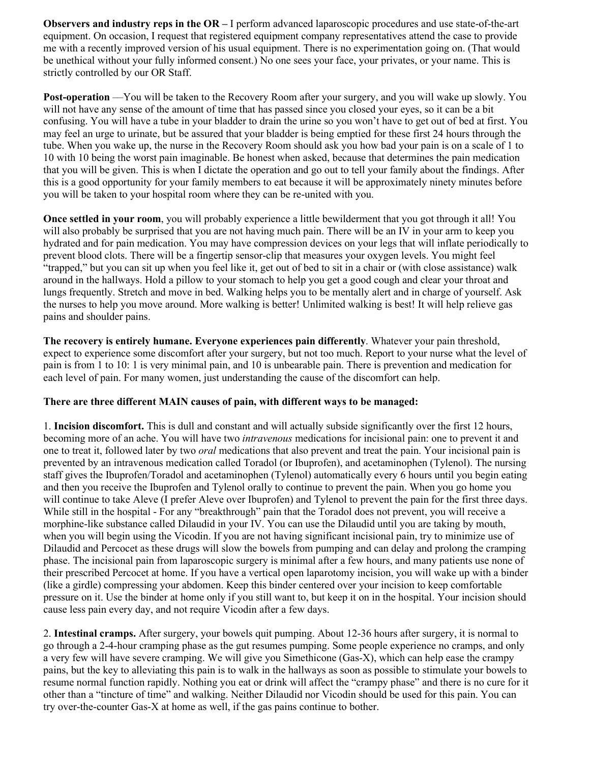**Observers and industry reps in the OR –** I perform advanced laparoscopic procedures and use state-of-the-art equipment. On occasion, I request that registered equipment company representatives attend the case to provide me with a recently improved version of his usual equipment. There is no experimentation going on. (That would be unethical without your fully informed consent.) No one sees your face, your privates, or your name. This is strictly controlled by our OR Staff.

**Post-operation** —You will be taken to the Recovery Room after your surgery, and you will wake up slowly. You will not have any sense of the amount of time that has passed since you closed your eyes, so it can be a bit confusing. You will have a tube in your bladder to drain the urine so you won't have to get out of bed at first. You may feel an urge to urinate, but be assured that your bladder is being emptied for these first 24 hours through the tube. When you wake up, the nurse in the Recovery Room should ask you how bad your pain is on a scale of 1 to 10 with 10 being the worst pain imaginable. Be honest when asked, because that determines the pain medication that you will be given. This is when I dictate the operation and go out to tell your family about the findings. After this is a good opportunity for your family members to eat because it will be approximately ninety minutes before you will be taken to your hospital room where they can be re-united with you.

**Once settled in your room**, you will probably experience a little bewilderment that you got through it all! You will also probably be surprised that you are not having much pain. There will be an IV in your arm to keep you hydrated and for pain medication. You may have compression devices on your legs that will inflate periodically to prevent blood clots. There will be a fingertip sensor-clip that measures your oxygen levels. You might feel "trapped," but you can sit up when you feel like it, get out of bed to sit in a chair or (with close assistance) walk around in the hallways. Hold a pillow to your stomach to help you get a good cough and clear your throat and lungs frequently. Stretch and move in bed. Walking helps you to be mentally alert and in charge of yourself. Ask the nurses to help you move around. More walking is better! Unlimited walking is best! It will help relieve gas pains and shoulder pains.

**The recovery is entirely humane. Everyone experiences pain differently**. Whatever your pain threshold, expect to experience some discomfort after your surgery, but not too much. Report to your nurse what the level of pain is from 1 to 10: 1 is very minimal pain, and 10 is unbearable pain. There is prevention and medication for each level of pain. For many women, just understanding the cause of the discomfort can help.

**There are three different MAIN causes of pain, with different ways to be managed:**

1. **Incision discomfort.** This is dull and constant and will actually subside significantly over the first 12 hours, becoming more of an ache. You will have two *intravenous* medications for incisional pain: one to prevent it and one to treat it, followed later by two *oral* medications that also prevent and treat the pain. Your incisional pain is prevented by an intravenous medication called Toradol (or Ibuprofen), and acetaminophen (Tylenol). The nursing staff gives the Ibuprofen/Toradol and acetaminophen (Tylenol) automatically every 6 hours until you begin eating and then you receive the Ibuprofen and Tylenol orally to continue to prevent the pain. When you go home you will continue to take Aleve (I prefer Aleve over Ibuprofen) and Tylenol to prevent the pain for the first three days. While still in the hospital - For any "breakthrough" pain that the Toradol does not prevent, you will receive a morphine-like substance called Dilaudid in your IV. You can use the Dilaudid until you are taking by mouth, when you will begin using the Vicodin. If you are not having significant incisional pain, try to minimize use of Dilaudid and Percocet as these drugs will slow the bowels from pumping and can delay and prolong the cramping phase. The incisional pain from laparoscopic surgery is minimal after a few hours, and many patients use none of their prescribed Percocet at home. If you have a vertical open laparotomy incision, you will wake up with a binder (like a girdle) compressing your abdomen. Keep this binder centered over your incision to keep comfortable pressure on it. Use the binder at home only if you still want to, but keep it on in the hospital. Your incision should cause less pain every day, and not require Vicodin after a few days.

2. **Intestinal cramps.** After surgery, your bowels quit pumping. About 12-36 hours after surgery, it is normal to go through a 2-4-hour cramping phase as the gut resumes pumping. Some people experience no cramps, and only a very few will have severe cramping. We will give you Simethicone (Gas-X), which can help ease the crampy pains, but the key to alleviating this pain is to walk in the hallways as soon as possible to stimulate your bowels to resume normal function rapidly. Nothing you eat or drink will affect the "crampy phase" and there is no cure for it other than a "tincture of time" and walking. Neither Dilaudid nor Vicodin should be used for this pain. You can try over-the-counter Gas-X at home as well, if the gas pains continue to bother.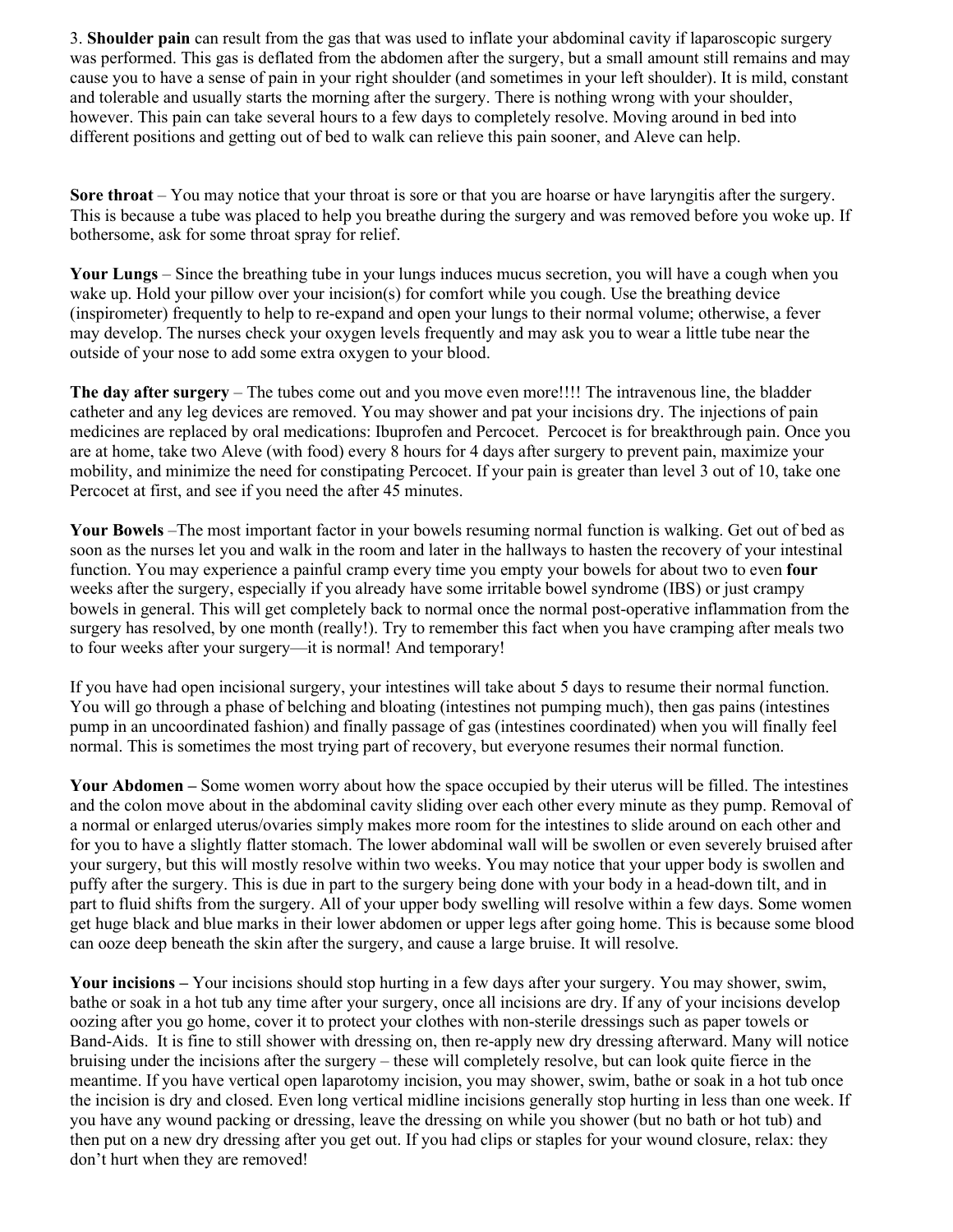3. **Shoulder pain** can result from the gas that was used to inflate your abdominal cavity if laparoscopic surgery was performed. This gas is deflated from the abdomen after the surgery, but a small amount still remains and may cause you to have a sense of pain in your right shoulder (and sometimes in your left shoulder). It is mild, constant and tolerable and usually starts the morning after the surgery. There is nothing wrong with your shoulder, however. This pain can take several hours to a few days to completely resolve. Moving around in bed into different positions and getting out of bed to walk can relieve this pain sooner, and Aleve can help.

**Sore throat** – You may notice that your throat is sore or that you are hoarse or have laryngitis after the surgery. This is because a tube was placed to help you breathe during the surgery and was removed before you woke up. If bothersome, ask for some throat spray for relief.

**Your Lungs** – Since the breathing tube in your lungs induces mucus secretion, you will have a cough when you wake up. Hold your pillow over your incision(s) for comfort while you cough. Use the breathing device (inspirometer) frequently to help to re-expand and open your lungs to their normal volume; otherwise, a fever may develop. The nurses check your oxygen levels frequently and may ask you to wear a little tube near the outside of your nose to add some extra oxygen to your blood.

**The day after surgery** – The tubes come out and you move even more!!!! The intravenous line, the bladder catheter and any leg devices are removed. You may shower and pat your incisions dry. The injections of pain medicines are replaced by oral medications: Ibuprofen and Percocet. Percocet is for breakthrough pain. Once you are at home, take two Aleve (with food) every 8 hours for 4 days after surgery to prevent pain, maximize your mobility, and minimize the need for constipating Percocet. If your pain is greater than level 3 out of 10, take one Percocet at first, and see if you need the after 45 minutes.

**Your Bowels** –The most important factor in your bowels resuming normal function is walking. Get out of bed as soon as the nurses let you and walk in the room and later in the hallways to hasten the recovery of your intestinal function. You may experience a painful cramp every time you empty your bowels for about two to even **four** weeks after the surgery, especially if you already have some irritable bowel syndrome (IBS) or just crampy bowels in general. This will get completely back to normal once the normal post-operative inflammation from the surgery has resolved, by one month (really!). Try to remember this fact when you have cramping after meals two to four weeks after your surgery—it is normal! And temporary!

If you have had open incisional surgery, your intestines will take about 5 days to resume their normal function. You will go through a phase of belching and bloating (intestines not pumping much), then gas pains (intestines pump in an uncoordinated fashion) and finally passage of gas (intestines coordinated) when you will finally feel normal. This is sometimes the most trying part of recovery, but everyone resumes their normal function.

**Your Abdomen –** Some women worry about how the space occupied by their uterus will be filled. The intestines and the colon move about in the abdominal cavity sliding over each other every minute as they pump. Removal of a normal or enlarged uterus/ovaries simply makes more room for the intestines to slide around on each other and for you to have a slightly flatter stomach. The lower abdominal wall will be swollen or even severely bruised after your surgery, but this will mostly resolve within two weeks. You may notice that your upper body is swollen and puffy after the surgery. This is due in part to the surgery being done with your body in a head-down tilt, and in part to fluid shifts from the surgery. All of your upper body swelling will resolve within a few days. Some women get huge black and blue marks in their lower abdomen or upper legs after going home. This is because some blood can ooze deep beneath the skin after the surgery, and cause a large bruise. It will resolve.

**Your incisions –** Your incisions should stop hurting in a few days after your surgery. You may shower, swim, bathe or soak in a hot tub any time after your surgery, once all incisions are dry. If any of your incisions develop oozing after you go home, cover it to protect your clothes with non-sterile dressings such as paper towels or Band-Aids. It is fine to still shower with dressing on, then re-apply new dry dressing afterward. Many will notice bruising under the incisions after the surgery – these will completely resolve, but can look quite fierce in the meantime. If you have vertical open laparotomy incision, you may shower, swim, bathe or soak in a hot tub once the incision is dry and closed. Even long vertical midline incisions generally stop hurting in less than one week. If you have any wound packing or dressing, leave the dressing on while you shower (but no bath or hot tub) and then put on a new dry dressing after you get out. If you had clips or staples for your wound closure, relax: they don't hurt when they are removed!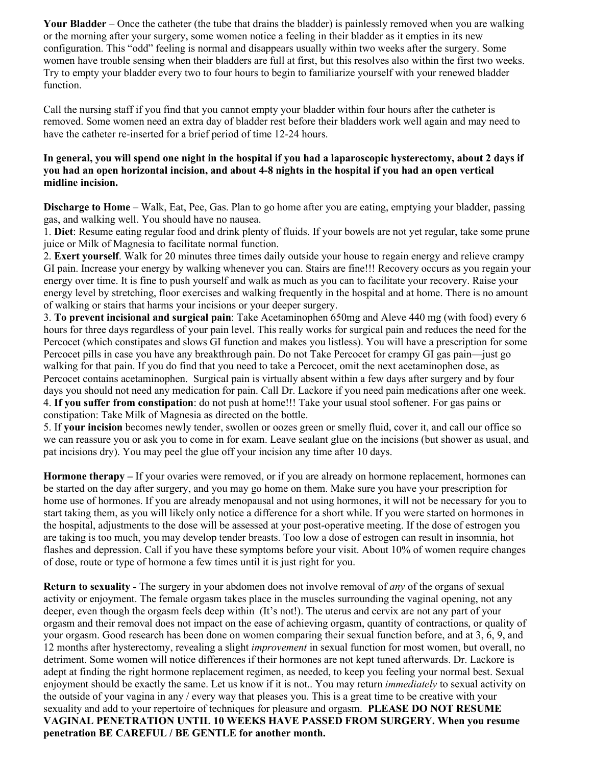**Your Bladder** – Once the catheter (the tube that drains the bladder) is painlessly removed when you are walking or the morning after your surgery, some women notice a feeling in their bladder as it empties in its new configuration. This "odd" feeling is normal and disappears usually within two weeks after the surgery. Some women have trouble sensing when their bladders are full at first, but this resolves also within the first two weeks. Try to empty your bladder every two to four hours to begin to familiarize yourself with your renewed bladder function.

Call the nursing staff if you find that you cannot empty your bladder within four hours after the catheter is removed. Some women need an extra day of bladder rest before their bladders work well again and may need to have the catheter re-inserted for a brief period of time 12-24 hours.

**In general, you will spend one night in the hospital if you had a laparoscopic hysterectomy, about 2 days if you had an open horizontal incision, and about 4-8 nights in the hospital if you had an open vertical midline incision.**

**Discharge to Home** – Walk, Eat, Pee, Gas. Plan to go home after you are eating, emptying your bladder, passing gas, and walking well. You should have no nausea.

1. **Diet**: Resume eating regular food and drink plenty of fluids. If your bowels are not yet regular, take some prune juice or Milk of Magnesia to facilitate normal function.
2. **Exert yourself**. Walk for 20 minutes three times daily outside your house to regain energy and relieve crampy GI pain. Increase your energy by walking whenever you can. Stairs are fine!!! Recovery occurs as you regain your energy over time. It is fine to push yourself and walk as much as you can to facilitate your recovery. Raise your energy level by stretching, floor exercises and walking frequently in the hospital and at home. There is no amount of walking or stairs that harms your incisions or your deeper surgery.
3. **To prevent incisional and surgical pain**: Take Acetaminophen 650mg and Aleve 440 mg (with food) every 6 hours for three days regardless of your pain level. This really works for surgical pain and reduces the need for the Percocet (which constipates and slows GI function and makes you listless). You will have a prescription for some Percocet pills in case you have any breakthrough pain. Do not Take Percocet for crampy GI gas pain—just go walking for that pain. If you do find that you need to take a Percocet, omit the next acetaminophen dose, as Percocet contains acetaminophen. Surgical pain is virtually absent within a few days after surgery and by four days you should not need any medication for pain. Call Dr. Lackore if you need pain medications after one week.
4. **If you suffer from constipation**: do not push at home!!! Take your usual stool softener. For gas pains or constipation: Take Milk of Magnesia as directed on the bottle.
5. If **your incision** becomes newly tender, swollen or oozes green or smelly fluid, cover it, and call our office so we can reassure you or ask you to come in for exam. Leave sealant glue on the incisions (but shower as usual, and pat incisions dry). You may peel the glue off your incision any time after 10 days.

**Hormone therapy –** If your ovaries were removed, or if you are already on hormone replacement, hormones can be started on the day after surgery, and you may go home on them. Make sure you have your prescription for home use of hormones. If you are already menopausal and not using hormones, it will not be necessary for you to start taking them, as you will likely only notice a difference for a short while. If you were started on hormones in the hospital, adjustments to the dose will be assessed at your post-operative meeting. If the dose of estrogen you are taking is too much, you may develop tender breasts. Too low a dose of estrogen can result in insomnia, hot flashes and depression. Call if you have these symptoms before your visit. About 10% of women require changes of dose, route or type of hormone a few times until it is just right for you.

**Return to sexuality -** The surgery in your abdomen does not involve removal of *any* of the organs of sexual activity or enjoyment. The female orgasm takes place in the muscles surrounding the vaginal opening, not any deeper, even though the orgasm feels deep within (It's not!). The uterus and cervix are not any part of your orgasm and their removal does not impact on the ease of achieving orgasm, quantity of contractions, or quality of your orgasm. Good research has been done on women comparing their sexual function before, and at 3, 6, 9, and 12 months after hysterectomy, revealing a slight *improvement* in sexual function for most women, but overall, no detriment. Some women will notice differences if their hormones are not kept tuned afterwards. Dr. Lackore is adept at finding the right hormone replacement regimen, as needed, to keep you feeling your normal best. Sexual enjoyment should be exactly the same. Let us know if it is not.. You may return *immediately* to sexual activity on the outside of your vagina in any / every way that pleases you. This is a great time to be creative with your sexuality and add to your repertoire of techniques for pleasure and orgasm. **PLEASE DO NOT RESUME VAGINAL PENETRATION UNTIL 10 WEEKS HAVE PASSED FROM SURGERY. When you resume penetration BE CAREFUL / BE GENTLE for another month.**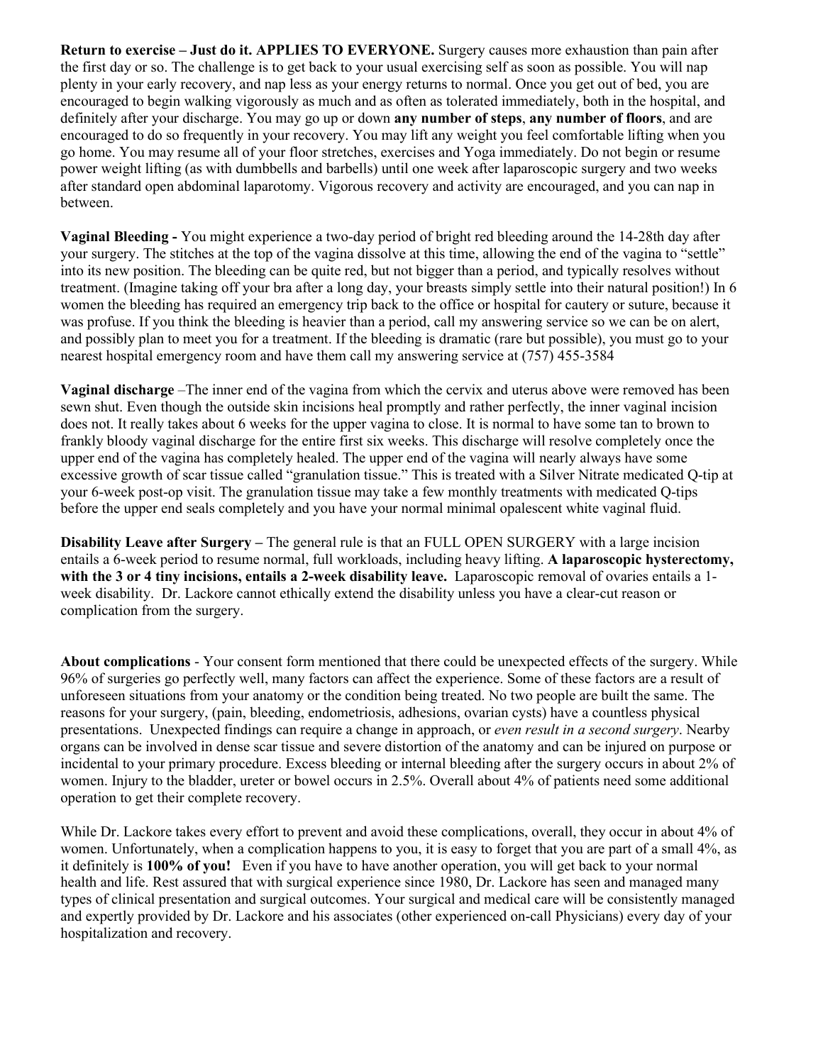**Return to exercise – Just do it. APPLIES TO EVERYONE.** Surgery causes more exhaustion than pain after the first day or so. The challenge is to get back to your usual exercising self as soon as possible. You will nap plenty in your early recovery, and nap less as your energy returns to normal. Once you get out of bed, you are encouraged to begin walking vigorously as much and as often as tolerated immediately, both in the hospital, and definitely after your discharge. You may go up or down **any number of steps**, **any number of floors**, and are encouraged to do so frequently in your recovery. You may lift any weight you feel comfortable lifting when you go home. You may resume all of your floor stretches, exercises and Yoga immediately. Do not begin or resume power weight lifting (as with dumbbells and barbells) until one week after laparoscopic surgery and two weeks after standard open abdominal laparotomy. Vigorous recovery and activity are encouraged, and you can nap in between.

**Vaginal Bleeding -** You might experience a two-day period of bright red bleeding around the 14-28th day after your surgery. The stitches at the top of the vagina dissolve at this time, allowing the end of the vagina to "settle" into its new position. The bleeding can be quite red, but not bigger than a period, and typically resolves without treatment. (Imagine taking off your bra after a long day, your breasts simply settle into their natural position!) In 6 women the bleeding has required an emergency trip back to the office or hospital for cautery or suture, because it was profuse. If you think the bleeding is heavier than a period, call my answering service so we can be on alert, and possibly plan to meet you for a treatment. If the bleeding is dramatic (rare but possible), you must go to your nearest hospital emergency room and have them call my answering service at (757) 455-3584

**Vaginal discharge** –The inner end of the vagina from which the cervix and uterus above were removed has been sewn shut. Even though the outside skin incisions heal promptly and rather perfectly, the inner vaginal incision does not. It really takes about 6 weeks for the upper vagina to close. It is normal to have some tan to brown to frankly bloody vaginal discharge for the entire first six weeks. This discharge will resolve completely once the upper end of the vagina has completely healed. The upper end of the vagina will nearly always have some excessive growth of scar tissue called "granulation tissue." This is treated with a Silver Nitrate medicated Q-tip at your 6-week post-op visit. The granulation tissue may take a few monthly treatments with medicated Q-tips before the upper end seals completely and you have your normal minimal opalescent white vaginal fluid.

**Disability Leave after Surgery –** The general rule is that an FULL OPEN SURGERY with a large incision entails a 6-week period to resume normal, full workloads, including heavy lifting. **A laparoscopic hysterectomy, with the 3 or 4 tiny incisions, entails a 2-week disability leave.** Laparoscopic removal of ovaries entails a 1-week disability. Dr. Lackore cannot ethically extend the disability unless you have a clear-cut reason or complication from the surgery.

**About complications** - Your consent form mentioned that there could be unexpected effects of the surgery. While 96% of surgeries go perfectly well, many factors can affect the experience. Some of these factors are a result of unforeseen situations from your anatomy or the condition being treated. No two people are built the same. The reasons for your surgery, (pain, bleeding, endometriosis, adhesions, ovarian cysts) have a countless physical presentations. Unexpected findings can require a change in approach, or *even result in a second surgery*. Nearby organs can be involved in dense scar tissue and severe distortion of the anatomy and can be injured on purpose or incidental to your primary procedure. Excess bleeding or internal bleeding after the surgery occurs in about 2% of women. Injury to the bladder, ureter or bowel occurs in 2.5%. Overall about 4% of patients need some additional operation to get their complete recovery.

While Dr. Lackore takes every effort to prevent and avoid these complications, overall, they occur in about 4% of women. Unfortunately, when a complication happens to you, it is easy to forget that you are part of a small 4%, as it definitely is **100% of you!** Even if you have to have another operation, you will get back to your normal health and life. Rest assured that with surgical experience since 1980, Dr. Lackore has seen and managed many types of clinical presentation and surgical outcomes. Your surgical and medical care will be consistently managed and expertly provided by Dr. Lackore and his associates (other experienced on-call Physicians) every day of your hospitalization and recovery.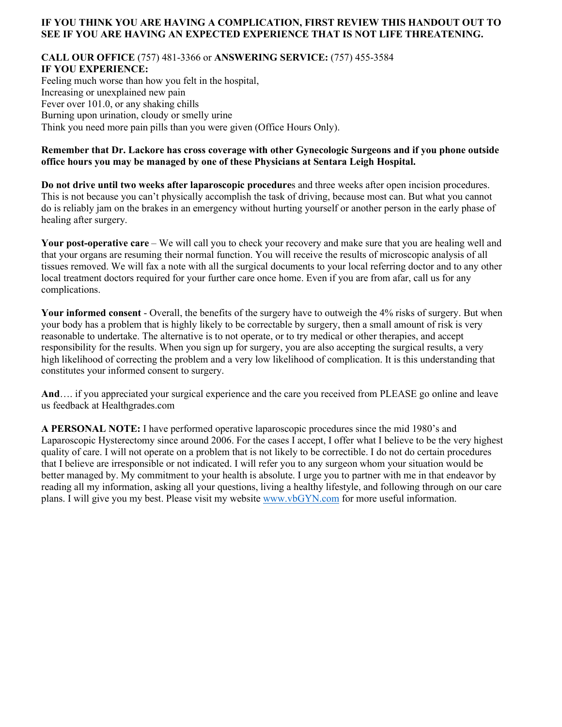**IF YOU THINK YOU ARE HAVING A COMPLICATION, FIRST REVIEW THIS HANDOUT OUT TO SEE IF YOU ARE HAVING AN EXPECTED EXPERIENCE THAT IS NOT LIFE THREATENING.**

**CALL OUR OFFICE** (757) 481-3366 or **ANSWERING SERVICE:** (757) 455-3584
**IF YOU EXPERIENCE:**
Feeling much worse than how you felt in the hospital,
Increasing or unexplained new pain
Fever over 101.0, or any shaking chills
Burning upon urination, cloudy or smelly urine
Think you need more pain pills than you were given (Office Hours Only).

**Remember that Dr. Lackore has cross coverage with other Gynecologic Surgeons and if you phone outside office hours you may be managed by one of these Physicians at Sentara Leigh Hospital.**

**Do not drive until two weeks after laparoscopic procedure**s and three weeks after open incision procedures. This is not because you can't physically accomplish the task of driving, because most can. But what you cannot do is reliably jam on the brakes in an emergency without hurting yourself or another person in the early phase of healing after surgery.

**Your post-operative care** – We will call you to check your recovery and make sure that you are healing well and that your organs are resuming their normal function. You will receive the results of microscopic analysis of all tissues removed. We will fax a note with all the surgical documents to your local referring doctor and to any other local treatment doctors required for your further care once home. Even if you are from afar, call us for any complications.

**Your informed consent** - Overall, the benefits of the surgery have to outweigh the 4% risks of surgery. But when your body has a problem that is highly likely to be correctable by surgery, then a small amount of risk is very reasonable to undertake. The alternative is to not operate, or to try medical or other therapies, and accept responsibility for the results. When you sign up for surgery, you are also accepting the surgical results, a very high likelihood of correcting the problem and a very low likelihood of complication. It is this understanding that constitutes your informed consent to surgery.

**And**…. if you appreciated your surgical experience and the care you received from PLEASE go online and leave us feedback at Healthgrades.com

**A PERSONAL NOTE:** I have performed operative laparoscopic procedures since the mid 1980's and Laparoscopic Hysterectomy since around 2006. For the cases I accept, I offer what I believe to be the very highest quality of care. I will not operate on a problem that is not likely to be correctible. I do not do certain procedures that I believe are irresponsible or not indicated. I will refer you to any surgeon whom your situation would be better managed by. My commitment to your health is absolute. I urge you to partner with me in that endeavor by reading all my information, asking all your questions, living a healthy lifestyle, and following through on our care plans. I will give you my best. Please visit my website [www.vbGYN.com](http://www.vbGYN.com) for more useful information.